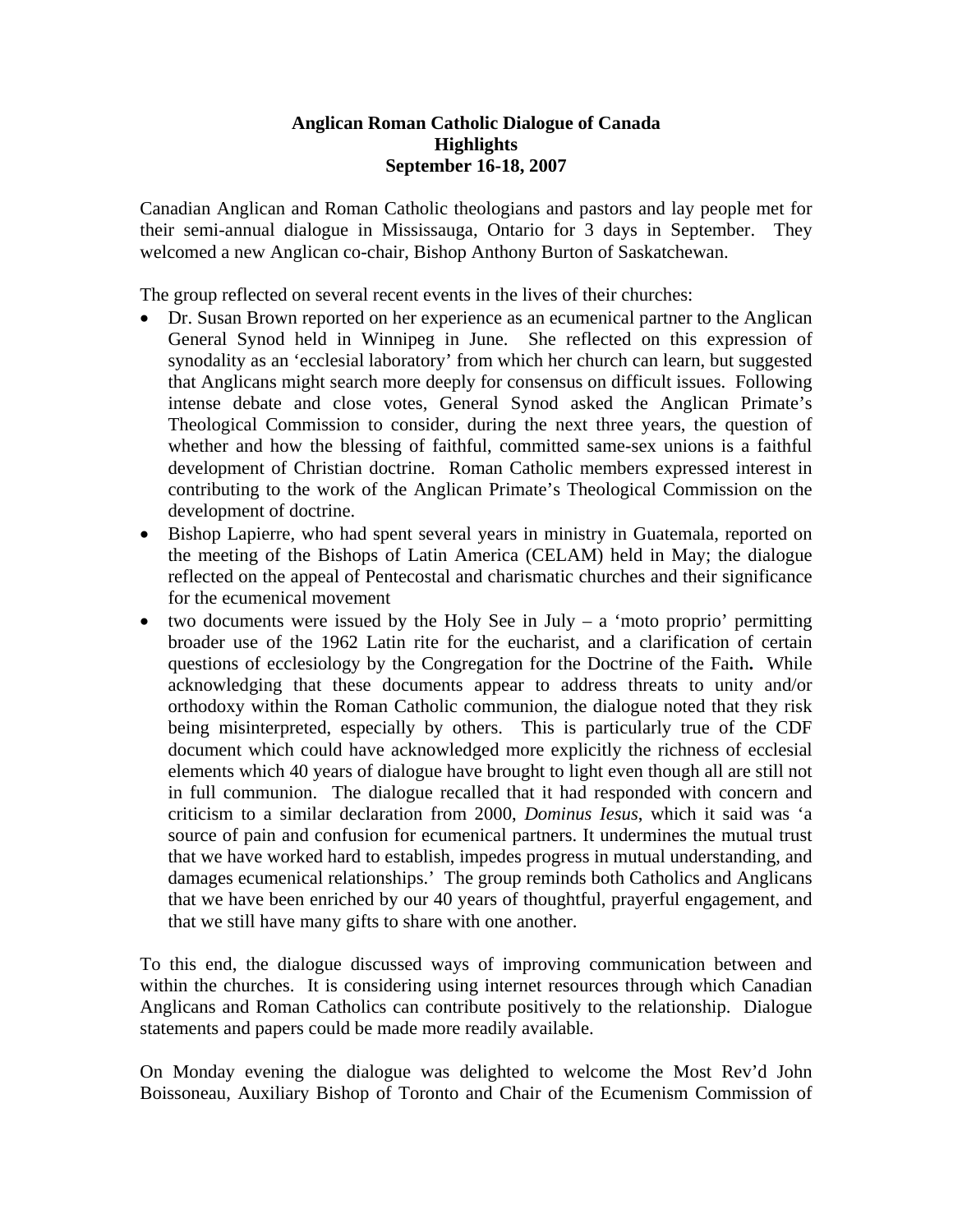**Anglican Roman Catholic Dialogue of Canada**
**Highlights**
**September 16-18, 2007**

Canadian Anglican and Roman Catholic theologians and pastors and lay people met for their semi-annual dialogue in Mississauga, Ontario for 3 days in September. They welcomed a new Anglican co-chair, Bishop Anthony Burton of Saskatchewan.

The group reflected on several recent events in the lives of their churches:

- Dr. Susan Brown reported on her experience as an ecumenical partner to the Anglican General Synod held in Winnipeg in June. She reflected on this expression of synodality as an 'ecclesial laboratory' from which her church can learn, but suggested that Anglicans might search more deeply for consensus on difficult issues. Following intense debate and close votes, General Synod asked the Anglican Primate's Theological Commission to consider, during the next three years, the question of whether and how the blessing of faithful, committed same-sex unions is a faithful development of Christian doctrine. Roman Catholic members expressed interest in contributing to the work of the Anglican Primate's Theological Commission on the development of doctrine.
- Bishop Lapierre, who had spent several years in ministry in Guatemala, reported on the meeting of the Bishops of Latin America (CELAM) held in May; the dialogue reflected on the appeal of Pentecostal and charismatic churches and their significance for the ecumenical movement
- two documents were issued by the Holy See in July – a 'moto proprio' permitting broader use of the 1962 Latin rite for the eucharist, and a clarification of certain questions of ecclesiology by the Congregation for the Doctrine of the Faith**.** While acknowledging that these documents appear to address threats to unity and/or orthodoxy within the Roman Catholic communion, the dialogue noted that they risk being misinterpreted, especially by others. This is particularly true of the CDF document which could have acknowledged more explicitly the richness of ecclesial elements which 40 years of dialogue have brought to light even though all are still not in full communion. The dialogue recalled that it had responded with concern and criticism to a similar declaration from 2000, *Dominus Iesus*, which it said was 'a source of pain and confusion for ecumenical partners. It undermines the mutual trust that we have worked hard to establish, impedes progress in mutual understanding, and damages ecumenical relationships.' The group reminds both Catholics and Anglicans that we have been enriched by our 40 years of thoughtful, prayerful engagement, and that we still have many gifts to share with one another.

To this end, the dialogue discussed ways of improving communication between and within the churches. It is considering using internet resources through which Canadian Anglicans and Roman Catholics can contribute positively to the relationship. Dialogue statements and papers could be made more readily available.

On Monday evening the dialogue was delighted to welcome the Most Rev'd John Boissoneau, Auxiliary Bishop of Toronto and Chair of the Ecumenism Commission of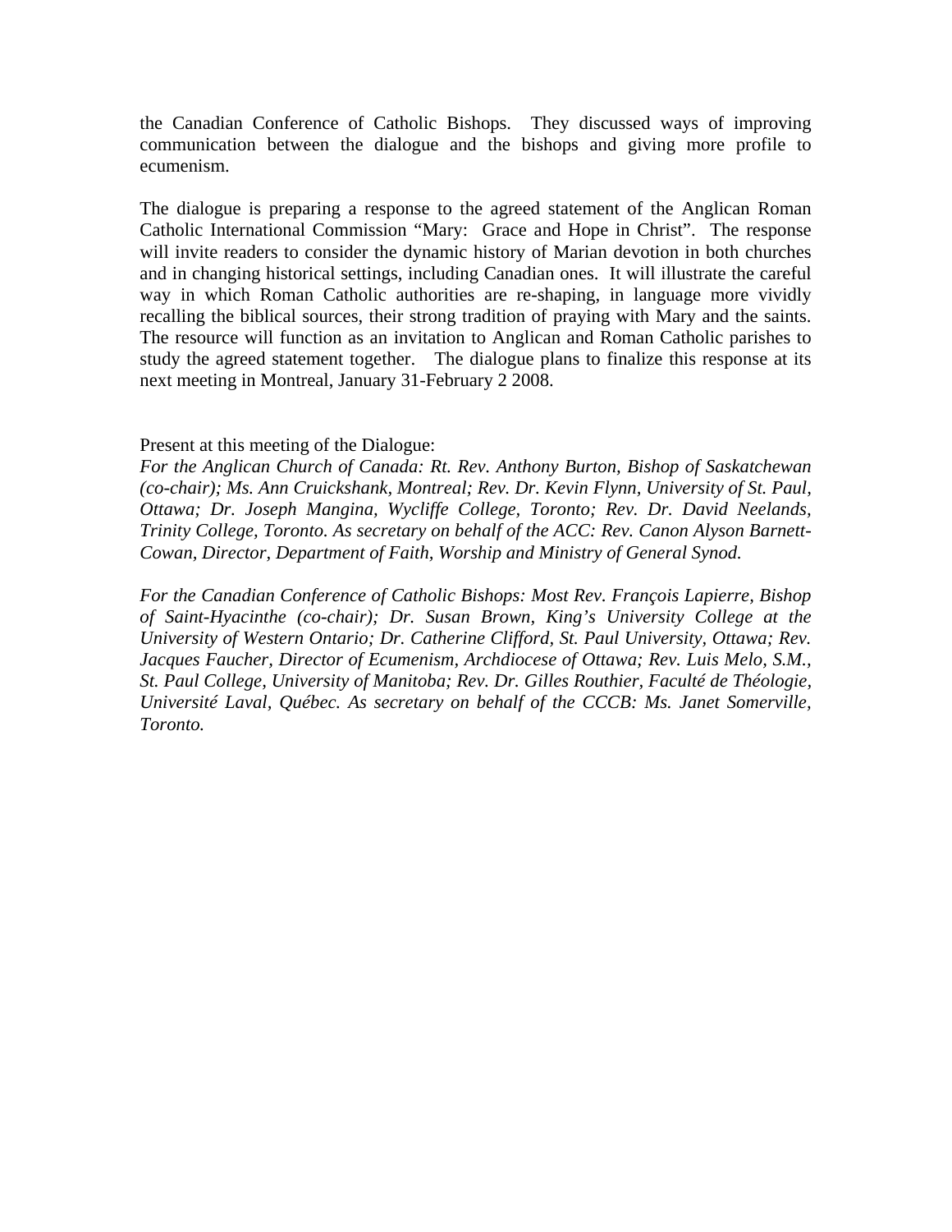the Canadian Conference of Catholic Bishops. They discussed ways of improving communication between the dialogue and the bishops and giving more profile to ecumenism.

The dialogue is preparing a response to the agreed statement of the Anglican Roman Catholic International Commission "Mary: Grace and Hope in Christ". The response will invite readers to consider the dynamic history of Marian devotion in both churches and in changing historical settings, including Canadian ones. It will illustrate the careful way in which Roman Catholic authorities are re-shaping, in language more vividly recalling the biblical sources, their strong tradition of praying with Mary and the saints. The resource will function as an invitation to Anglican and Roman Catholic parishes to study the agreed statement together. The dialogue plans to finalize this response at its next meeting in Montreal, January 31-February 2 2008.

Present at this meeting of the Dialogue:
*For the Anglican Church of Canada: Rt. Rev. Anthony Burton, Bishop of Saskatchewan (co-chair); Ms. Ann Cruickshank, Montreal; Rev. Dr. Kevin Flynn, University of St. Paul, Ottawa; Dr. Joseph Mangina, Wycliffe College, Toronto; Rev. Dr. David Neelands, Trinity College, Toronto. As secretary on behalf of the ACC: Rev. Canon Alyson Barnett-Cowan, Director, Department of Faith, Worship and Ministry of General Synod.*

*For the Canadian Conference of Catholic Bishops: Most Rev. François Lapierre, Bishop of Saint-Hyacinthe (co-chair); Dr. Susan Brown, King's University College at the University of Western Ontario; Dr. Catherine Clifford, St. Paul University, Ottawa; Rev. Jacques Faucher, Director of Ecumenism, Archdiocese of Ottawa; Rev. Luis Melo, S.M., St. Paul College, University of Manitoba; Rev. Dr. Gilles Routhier, Faculté de Théologie, Université Laval, Québec. As secretary on behalf of the CCCB: Ms. Janet Somerville, Toronto.*